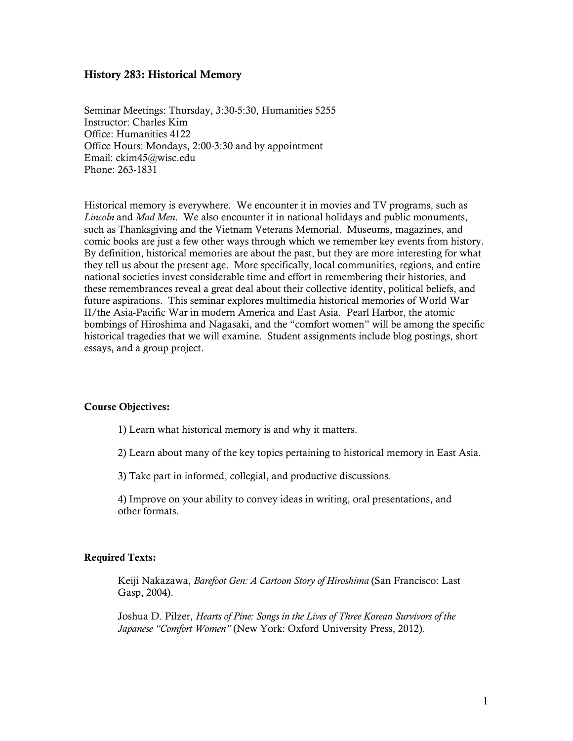# History 283: Historical Memory

Seminar Meetings: Thursday, 3:30-5:30, Humanities 5255
Instructor: Charles Kim
Office: Humanities 4122
Office Hours: Mondays, 2:00-3:30 and by appointment
Email: ckim45@wisc.edu
Phone: 263-1831

Historical memory is everywhere. We encounter it in movies and TV programs, such as *Lincoln* and *Mad Men*. We also encounter it in national holidays and public monuments, such as Thanksgiving and the Vietnam Veterans Memorial. Museums, magazines, and comic books are just a few other ways through which we remember key events from history. By definition, historical memories are about the past, but they are more interesting for what they tell us about the present age. More specifically, local communities, regions, and entire national societies invest considerable time and effort in remembering their histories, and these remembrances reveal a great deal about their collective identity, political beliefs, and future aspirations. This seminar explores multimedia historical memories of World War II/the Asia-Pacific War in modern America and East Asia. Pearl Harbor, the atomic bombings of Hiroshima and Nagasaki, and the "comfort women" will be among the specific historical tragedies that we will examine. Student assignments include blog postings, short essays, and a group project.

## Course Objectives:

1) Learn what historical memory is and why it matters.

2) Learn about many of the key topics pertaining to historical memory in East Asia.

3) Take part in informed, collegial, and productive discussions.

4) Improve on your ability to convey ideas in writing, oral presentations, and other formats.

## Required Texts:

Keiji Nakazawa, *Barefoot Gen: A Cartoon Story of Hiroshima* (San Francisco: Last Gasp, 2004).

Joshua D. Pilzer, *Hearts of Pine: Songs in the Lives of Three Korean Survivors of the Japanese "Comfort Women"* (New York: Oxford University Press, 2012).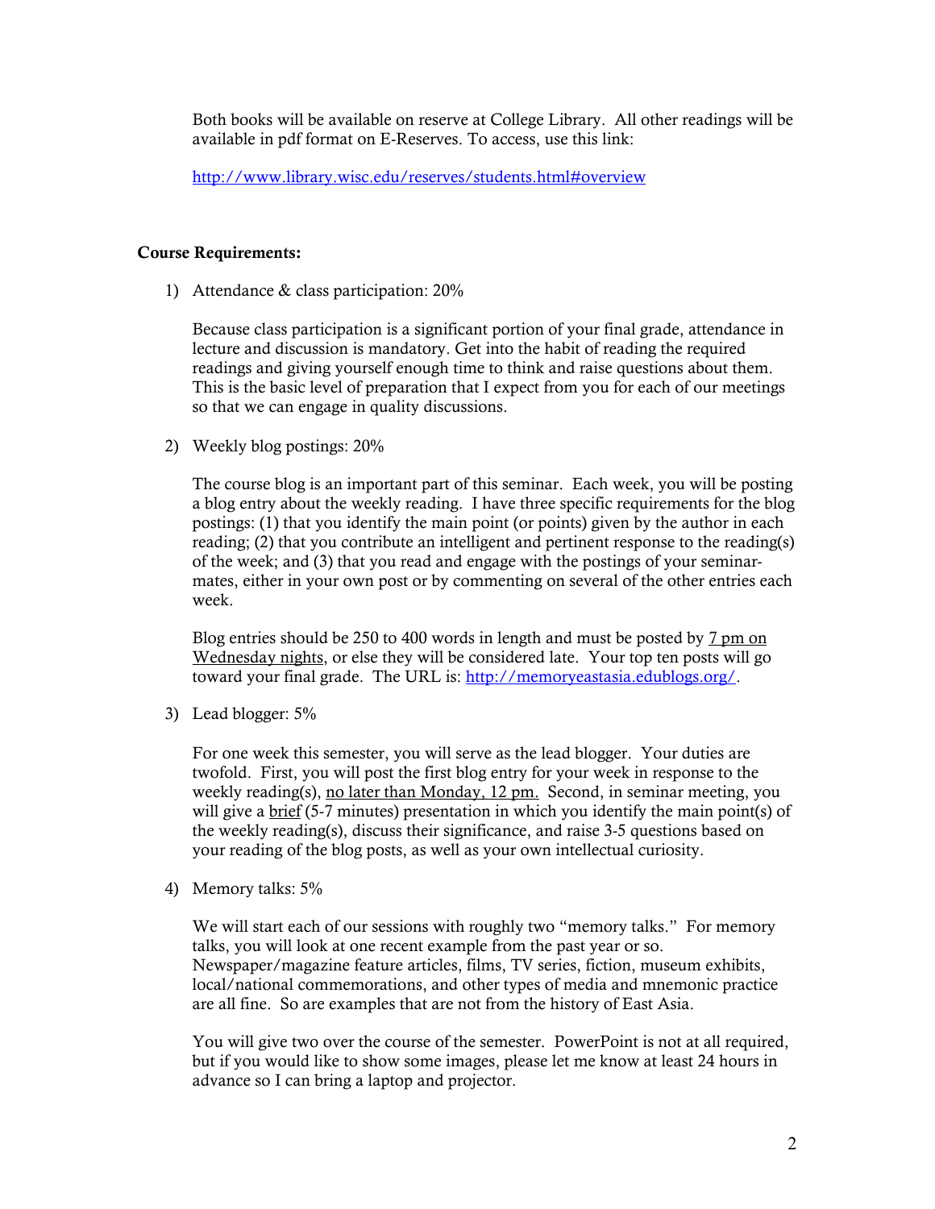Both books will be available on reserve at College Library. All other readings will be available in pdf format on E-Reserves. To access, use this link:

http://www.library.wisc.edu/reserves/students.html#overview

**Course Requirements:**

1) Attendance & class participation: 20%

   Because class participation is a significant portion of your final grade, attendance in lecture and discussion is mandatory. Get into the habit of reading the required readings and giving yourself enough time to think and raise questions about them. This is the basic level of preparation that I expect from you for each of our meetings so that we can engage in quality discussions.

2) Weekly blog postings: 20%

   The course blog is an important part of this seminar. Each week, you will be posting a blog entry about the weekly reading. I have three specific requirements for the blog postings: (1) that you identify the main point (or points) given by the author in each reading; (2) that you contribute an intelligent and pertinent response to the reading(s) of the week; and (3) that you read and engage with the postings of your seminar-mates, either in your own post or by commenting on several of the other entries each week.

   Blog entries should be 250 to 400 words in length and must be posted by 7 pm on Wednesday nights, or else they will be considered late. Your top ten posts will go toward your final grade. The URL is: http://memoryeastasia.edublogs.org/.

3) Lead blogger: 5%

   For one week this semester, you will serve as the lead blogger. Your duties are twofold. First, you will post the first blog entry for your week in response to the weekly reading(s), no later than Monday, 12 pm. Second, in seminar meeting, you will give a brief (5-7 minutes) presentation in which you identify the main point(s) of the weekly reading(s), discuss their significance, and raise 3-5 questions based on your reading of the blog posts, as well as your own intellectual curiosity.

4) Memory talks: 5%

   We will start each of our sessions with roughly two "memory talks." For memory talks, you will look at one recent example from the past year or so. Newspaper/magazine feature articles, films, TV series, fiction, museum exhibits, local/national commemorations, and other types of media and mnemonic practice are all fine. So are examples that are not from the history of East Asia.

   You will give two over the course of the semester. PowerPoint is not at all required, but if you would like to show some images, please let me know at least 24 hours in advance so I can bring a laptop and projector.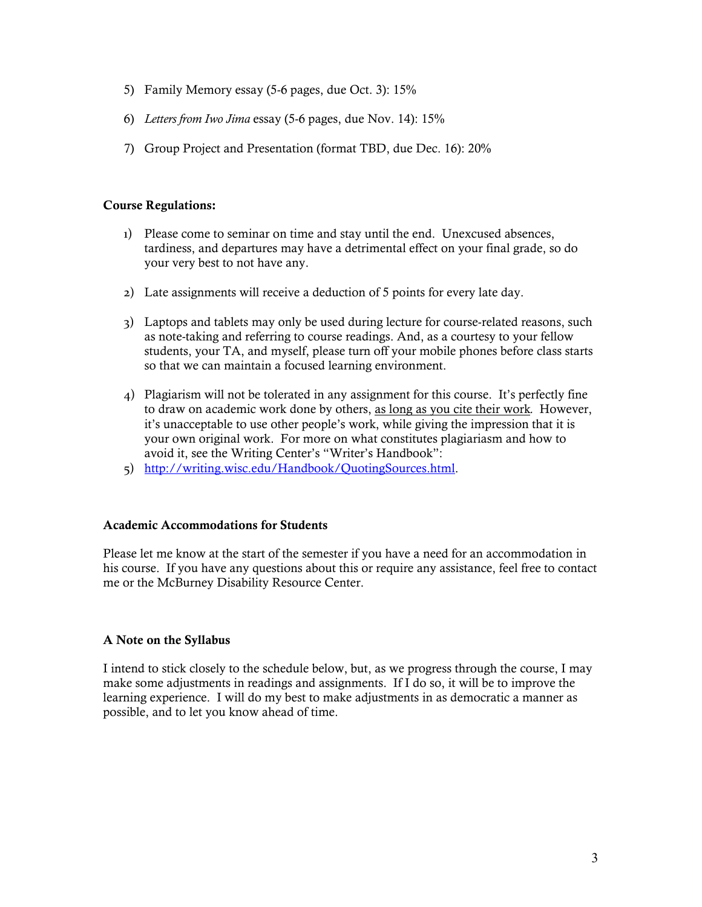5) Family Memory essay (5-6 pages, due Oct. 3): 15%

6) *Letters from Iwo Jima* essay (5-6 pages, due Nov. 14): 15%

7) Group Project and Presentation (format TBD, due Dec. 16): 20%

**Course Regulations:**

1) Please come to seminar on time and stay until the end. Unexcused absences, tardiness, and departures may have a detrimental effect on your final grade, so do your very best to not have any.

2) Late assignments will receive a deduction of 5 points for every late day.

3) Laptops and tablets may only be used during lecture for course-related reasons, such as note-taking and referring to course readings. And, as a courtesy to your fellow students, your TA, and myself, please turn off your mobile phones before class starts so that we can maintain a focused learning environment.

4) Plagiarism will not be tolerated in any assignment for this course. It's perfectly fine to draw on academic work done by others, as long as you cite their work. However, it's unacceptable to use other people's work, while giving the impression that it is your own original work. For more on what constitutes plagiariasm and how to avoid it, see the Writing Center's "Writer's Handbook":

5) http://writing.wisc.edu/Handbook/QuotingSources.html.

**Academic Accommodations for Students**

Please let me know at the start of the semester if you have a need for an accommodation in his course. If you have any questions about this or require any assistance, feel free to contact me or the McBurney Disability Resource Center.

**A Note on the Syllabus**

I intend to stick closely to the schedule below, but, as we progress through the course, I may make some adjustments in readings and assignments. If I do so, it will be to improve the learning experience. I will do my best to make adjustments in as democratic a manner as possible, and to let you know ahead of time.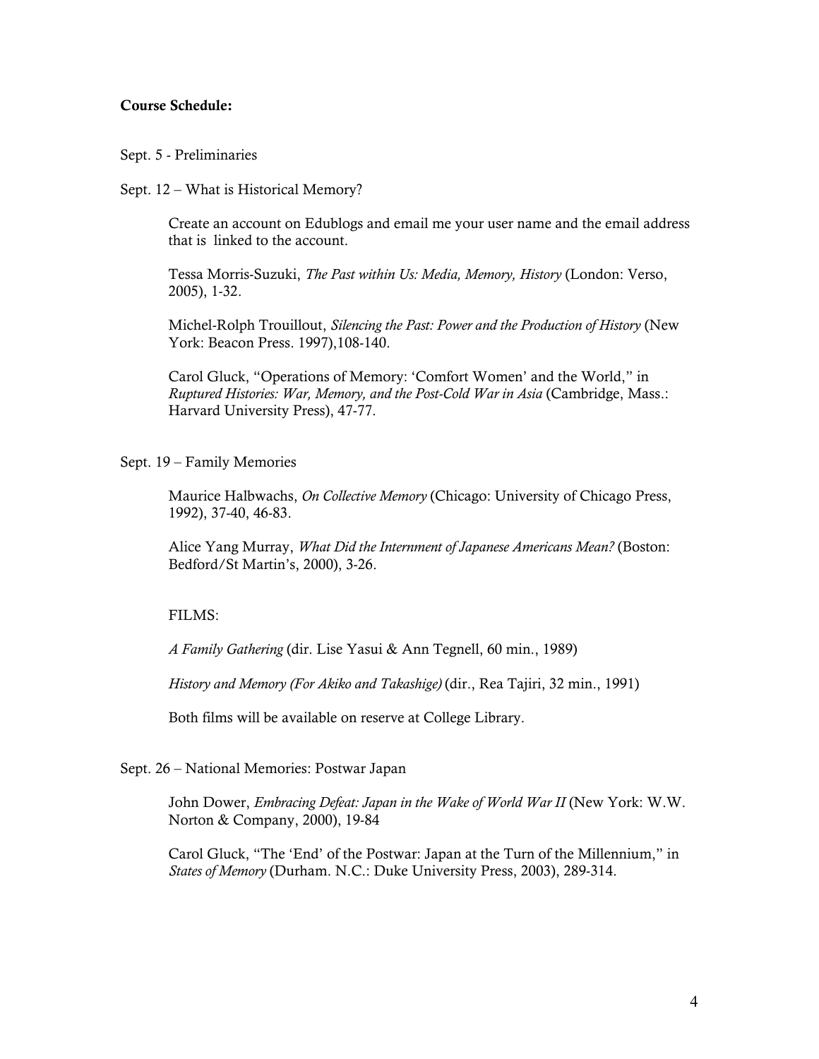**Course Schedule:**

Sept. 5 - Preliminaries

Sept. 12 – What is Historical Memory?

Create an account on Edublogs and email me your user name and the email address that is linked to the account.

Tessa Morris-Suzuki, *The Past within Us: Media, Memory, History* (London: Verso, 2005), 1-32.

Michel-Rolph Trouillout, *Silencing the Past: Power and the Production of History* (New York: Beacon Press. 1997),108-140.

Carol Gluck, "Operations of Memory: 'Comfort Women' and the World," in *Ruptured Histories: War, Memory, and the Post-Cold War in Asia* (Cambridge, Mass.: Harvard University Press), 47-77.

Sept. 19 – Family Memories

Maurice Halbwachs, *On Collective Memory* (Chicago: University of Chicago Press, 1992), 37-40, 46-83.

Alice Yang Murray, *What Did the Internment of Japanese Americans Mean?* (Boston: Bedford/St Martin's, 2000), 3-26.

FILMS:

*A Family Gathering* (dir. Lise Yasui & Ann Tegnell, 60 min., 1989)

*History and Memory (For Akiko and Takashige)* (dir., Rea Tajiri, 32 min., 1991)

Both films will be available on reserve at College Library.

Sept. 26 – National Memories: Postwar Japan

John Dower, *Embracing Defeat: Japan in the Wake of World War II* (New York: W.W. Norton & Company, 2000), 19-84

Carol Gluck, "The 'End' of the Postwar: Japan at the Turn of the Millennium," in *States of Memory* (Durham. N.C.: Duke University Press, 2003), 289-314.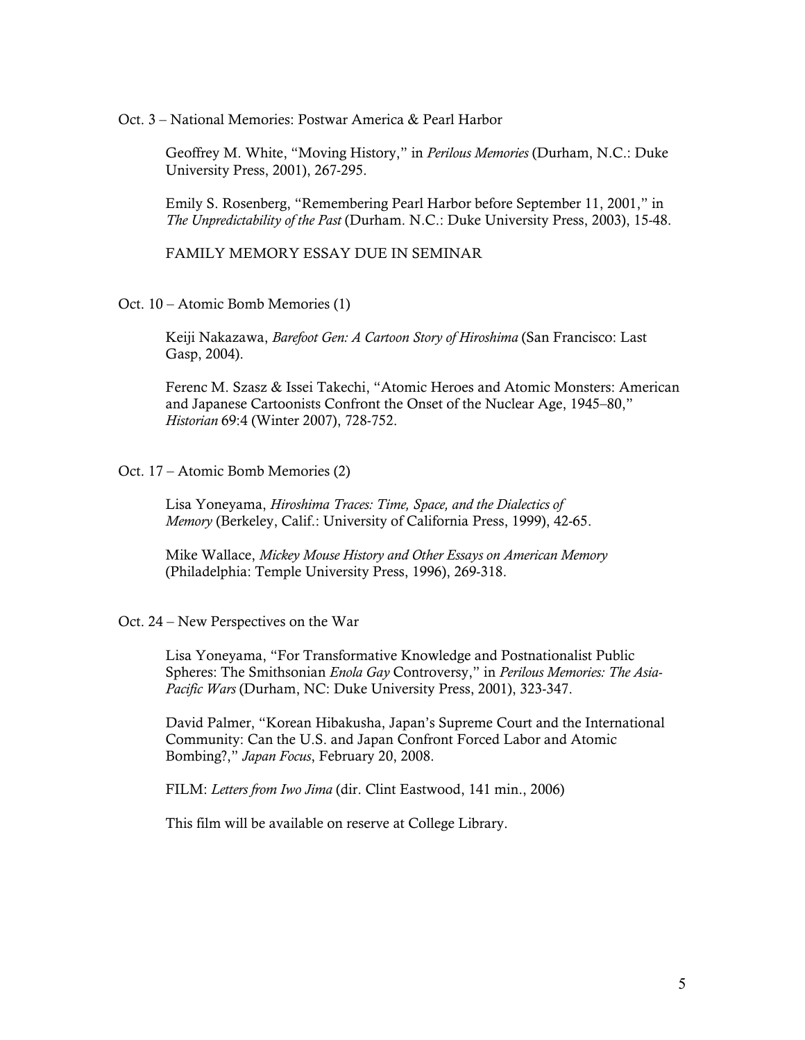Oct. 3 – National Memories: Postwar America & Pearl Harbor

Geoffrey M. White, "Moving History," in *Perilous Memories* (Durham, N.C.: Duke University Press, 2001), 267-295.

Emily S. Rosenberg, "Remembering Pearl Harbor before September 11, 2001," in *The Unpredictability of the Past* (Durham. N.C.: Duke University Press, 2003), 15-48.

FAMILY MEMORY ESSAY DUE IN SEMINAR

Oct. 10 – Atomic Bomb Memories (1)

Keiji Nakazawa, *Barefoot Gen: A Cartoon Story of Hiroshima* (San Francisco: Last Gasp, 2004).

Ferenc M. Szasz & Issei Takechi, "Atomic Heroes and Atomic Monsters: American and Japanese Cartoonists Confront the Onset of the Nuclear Age, 1945–80," *Historian* 69:4 (Winter 2007), 728-752.

Oct. 17 – Atomic Bomb Memories (2)

Lisa Yoneyama, *Hiroshima Traces: Time, Space, and the Dialectics of Memory* (Berkeley, Calif.: University of California Press, 1999), 42-65.

Mike Wallace, *Mickey Mouse History and Other Essays on American Memory* (Philadelphia: Temple University Press, 1996), 269-318.

Oct. 24 – New Perspectives on the War

Lisa Yoneyama, "For Transformative Knowledge and Postnationalist Public Spheres: The Smithsonian *Enola Gay* Controversy," in *Perilous Memories: The Asia-Pacific Wars* (Durham, NC: Duke University Press, 2001), 323-347.

David Palmer, "Korean Hibakusha, Japan's Supreme Court and the International Community: Can the U.S. and Japan Confront Forced Labor and Atomic Bombing?," *Japan Focus*, February 20, 2008.

FILM: *Letters from Iwo Jima* (dir. Clint Eastwood, 141 min., 2006)

This film will be available on reserve at College Library.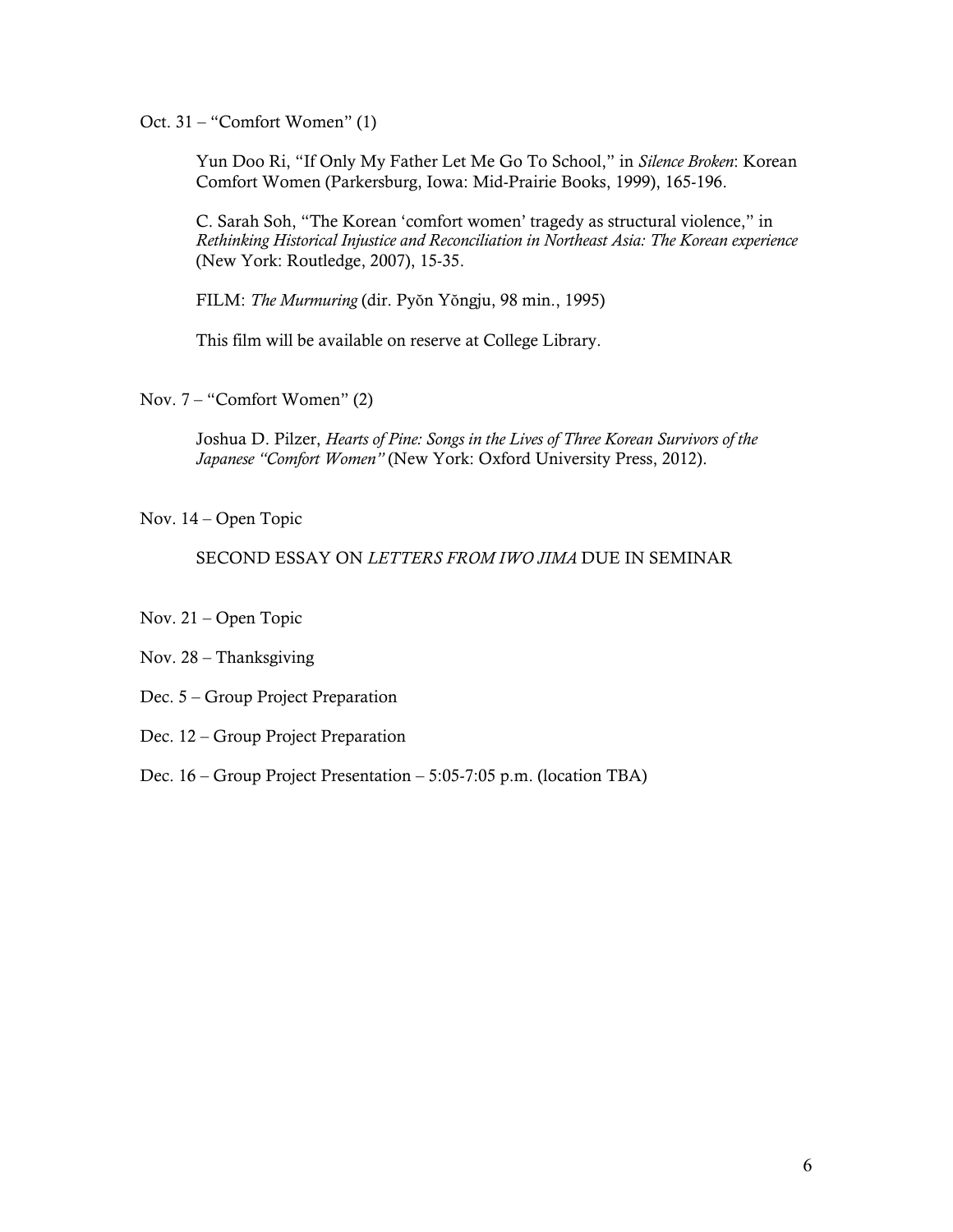Oct. 31 – "Comfort Women" (1)

Yun Doo Ri, "If Only My Father Let Me Go To School," in *Silence Broken*: Korean Comfort Women (Parkersburg, Iowa: Mid-Prairie Books, 1999), 165-196.

C. Sarah Soh, "The Korean 'comfort women' tragedy as structural violence," in *Rethinking Historical Injustice and Reconciliation in Northeast Asia: The Korean experience* (New York: Routledge, 2007), 15-35.

FILM: *The Murmuring* (dir. Pyŏn Yŏngju, 98 min., 1995)

This film will be available on reserve at College Library.

Nov. 7 – "Comfort Women" (2)

Joshua D. Pilzer, *Hearts of Pine: Songs in the Lives of Three Korean Survivors of the Japanese "Comfort Women"* (New York: Oxford University Press, 2012).

Nov. 14 – Open Topic

SECOND ESSAY ON *LETTERS FROM IWO JIMA* DUE IN SEMINAR

Nov. 21 – Open Topic

Nov. 28 – Thanksgiving

Dec. 5 – Group Project Preparation

Dec. 12 – Group Project Preparation

Dec. 16 – Group Project Presentation – 5:05-7:05 p.m. (location TBA)